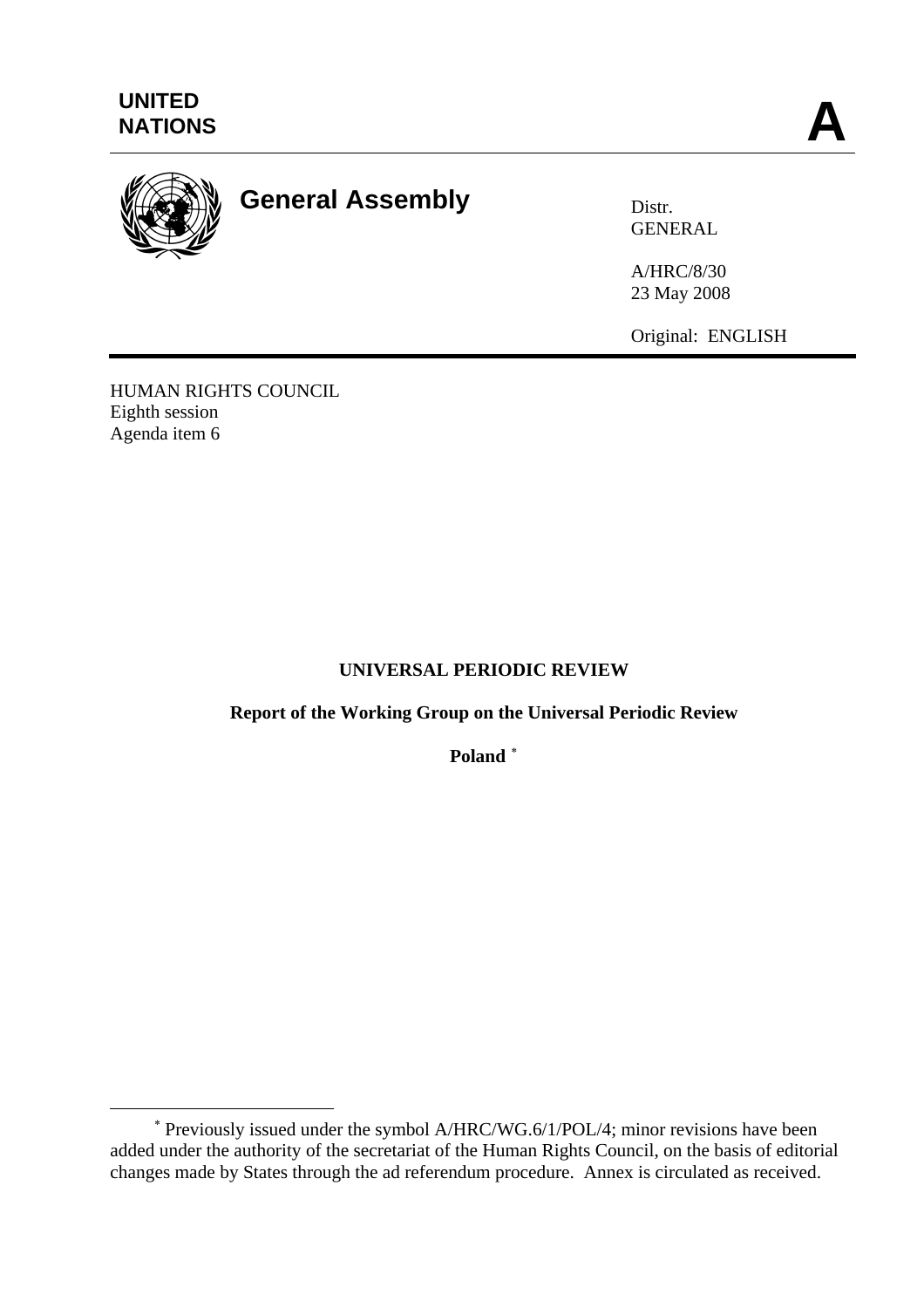UNITED NATIONS

**A**

# General Assembly

Distr.
GENERAL

A/HRC/8/30
23 May 2008

Original: ENGLISH

HUMAN RIGHTS COUNCIL
Eighth session
Agenda item 6

## UNIVERSAL PERIODIC REVIEW

**Report of the Working Group on the Universal Periodic Review**

**Poland** [*]

[*] Previously issued under the symbol A/HRC/WG.6/1/POL/4; minor revisions have been added under the authority of the secretariat of the Human Rights Council, on the basis of editorial changes made by States through the ad referendum procedure. Annex is circulated as received.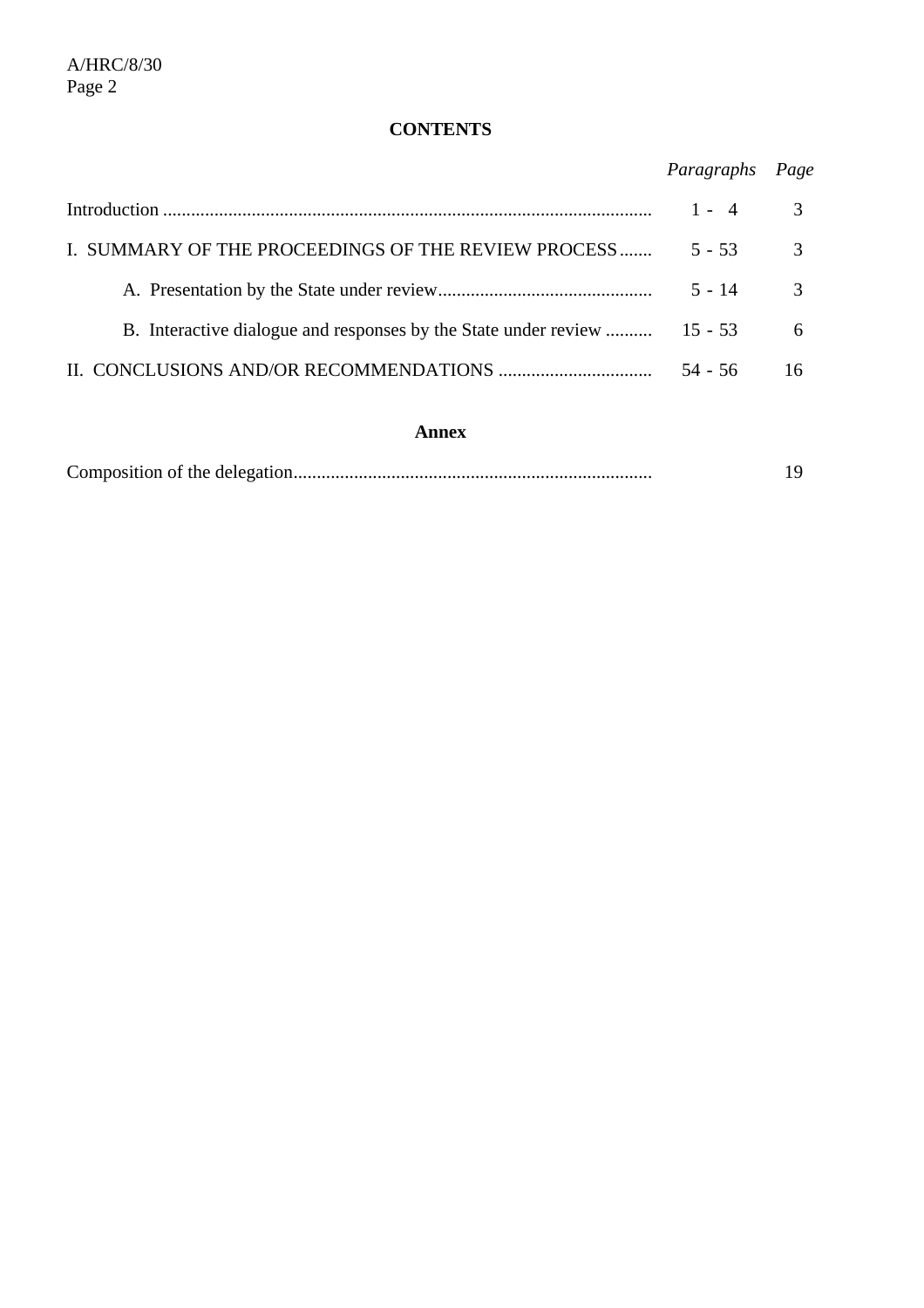## CONTENTS

| | *Paragraphs* | *Page* |
|---|---|---|
| Introduction | 1 - 4 | 3 |
| I. SUMMARY OF THE PROCEEDINGS OF THE REVIEW PROCESS | 5 - 53 | 3 |
| A. Presentation by the State under review | 5 - 14 | 3 |
| B. Interactive dialogue and responses by the State under review | 15 - 53 | 6 |
| II. CONCLUSIONS AND/OR RECOMMENDATIONS | 54 - 56 | 16 |

### Annex

| | | |
|---|---|---|
| Composition of the delegation | | 19 |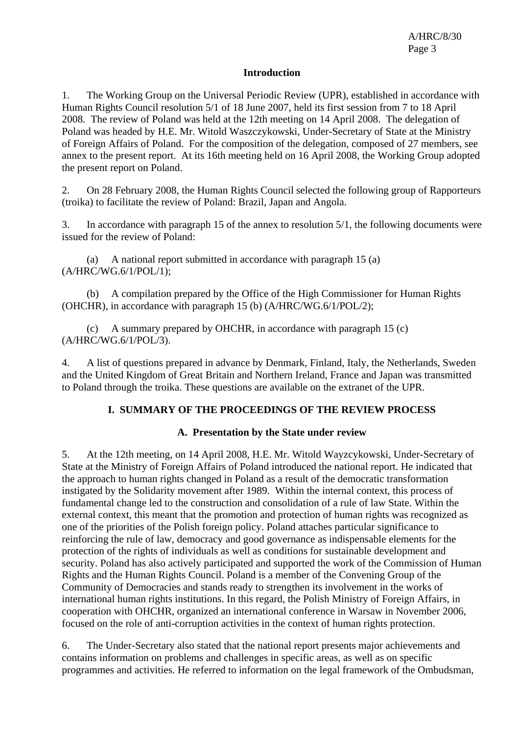## Introduction

1. The Working Group on the Universal Periodic Review (UPR), established in accordance with Human Rights Council resolution 5/1 of 18 June 2007, held its first session from 7 to 18 April 2008. The review of Poland was held at the 12th meeting on 14 April 2008. The delegation of Poland was headed by H.E. Mr. Witold Waszczykowski, Under-Secretary of State at the Ministry of Foreign Affairs of Poland. For the composition of the delegation, composed of 27 members, see annex to the present report. At its 16th meeting held on 16 April 2008, the Working Group adopted the present report on Poland.

2. On 28 February 2008, the Human Rights Council selected the following group of Rapporteurs (troika) to facilitate the review of Poland: Brazil, Japan and Angola.

3. In accordance with paragraph 15 of the annex to resolution 5/1, the following documents were issued for the review of Poland:

(a) A national report submitted in accordance with paragraph 15 (a) (A/HRC/WG.6/1/POL/1);

(b) A compilation prepared by the Office of the High Commissioner for Human Rights (OHCHR), in accordance with paragraph 15 (b) (A/HRC/WG.6/1/POL/2);

(c) A summary prepared by OHCHR, in accordance with paragraph 15 (c) (A/HRC/WG.6/1/POL/3).

4. A list of questions prepared in advance by Denmark, Finland, Italy, the Netherlands, Sweden and the United Kingdom of Great Britain and Northern Ireland, France and Japan was transmitted to Poland through the troika. These questions are available on the extranet of the UPR.

## I. SUMMARY OF THE PROCEEDINGS OF THE REVIEW PROCESS

### A. Presentation by the State under review

5. At the 12th meeting, on 14 April 2008, H.E. Mr. Witold Wayzcykowski, Under-Secretary of State at the Ministry of Foreign Affairs of Poland introduced the national report. He indicated that the approach to human rights changed in Poland as a result of the democratic transformation instigated by the Solidarity movement after 1989. Within the internal context, this process of fundamental change led to the construction and consolidation of a rule of law State. Within the external context, this meant that the promotion and protection of human rights was recognized as one of the priorities of the Polish foreign policy. Poland attaches particular significance to reinforcing the rule of law, democracy and good governance as indispensable elements for the protection of the rights of individuals as well as conditions for sustainable development and security. Poland has also actively participated and supported the work of the Commission of Human Rights and the Human Rights Council. Poland is a member of the Convening Group of the Community of Democracies and stands ready to strengthen its involvement in the works of international human rights institutions. In this regard, the Polish Ministry of Foreign Affairs, in cooperation with OHCHR, organized an international conference in Warsaw in November 2006, focused on the role of anti-corruption activities in the context of human rights protection.

6. The Under-Secretary also stated that the national report presents major achievements and contains information on problems and challenges in specific areas, as well as on specific programmes and activities. He referred to information on the legal framework of the Ombudsman,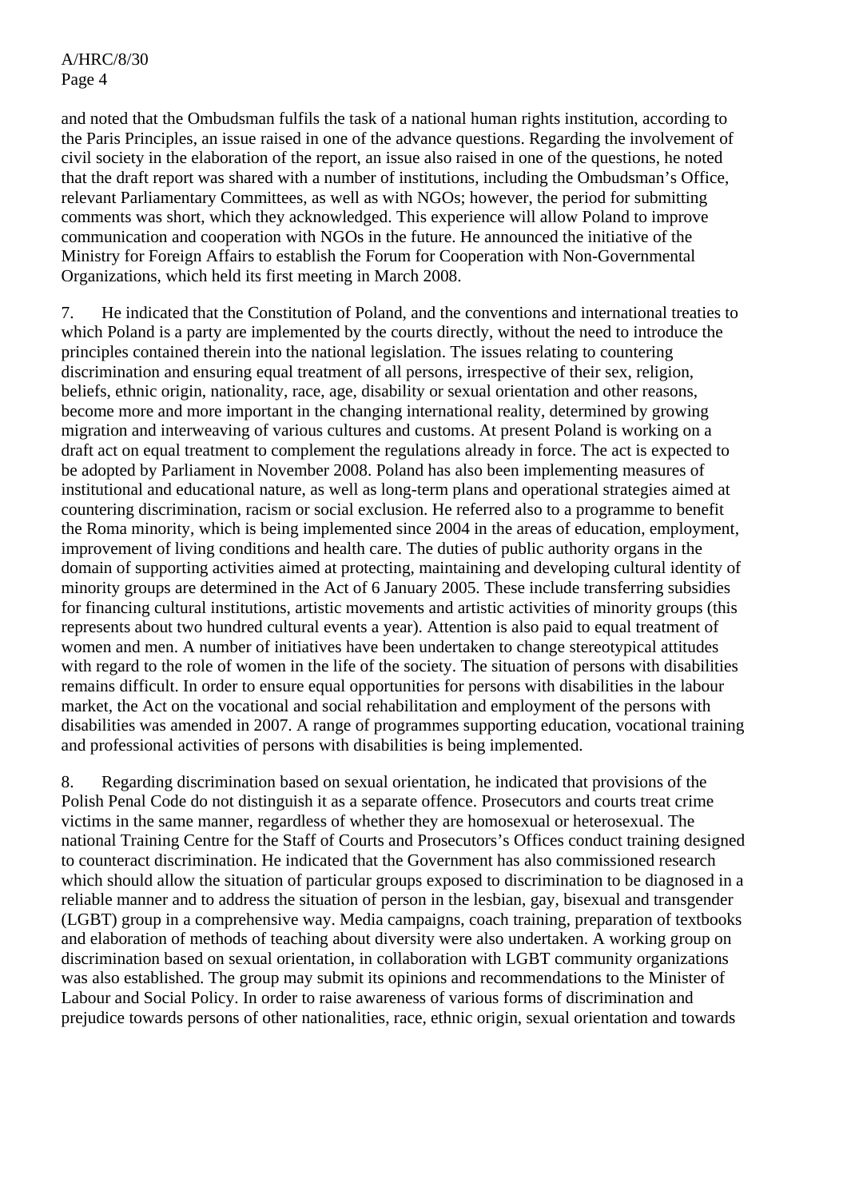and noted that the Ombudsman fulfils the task of a national human rights institution, according to the Paris Principles, an issue raised in one of the advance questions. Regarding the involvement of civil society in the elaboration of the report, an issue also raised in one of the questions, he noted that the draft report was shared with a number of institutions, including the Ombudsman's Office, relevant Parliamentary Committees, as well as with NGOs; however, the period for submitting comments was short, which they acknowledged. This experience will allow Poland to improve communication and cooperation with NGOs in the future. He announced the initiative of the Ministry for Foreign Affairs to establish the Forum for Cooperation with Non-Governmental Organizations, which held its first meeting in March 2008.

7. He indicated that the Constitution of Poland, and the conventions and international treaties to which Poland is a party are implemented by the courts directly, without the need to introduce the principles contained therein into the national legislation. The issues relating to countering discrimination and ensuring equal treatment of all persons, irrespective of their sex, religion, beliefs, ethnic origin, nationality, race, age, disability or sexual orientation and other reasons, become more and more important in the changing international reality, determined by growing migration and interweaving of various cultures and customs. At present Poland is working on a draft act on equal treatment to complement the regulations already in force. The act is expected to be adopted by Parliament in November 2008. Poland has also been implementing measures of institutional and educational nature, as well as long-term plans and operational strategies aimed at countering discrimination, racism or social exclusion. He referred also to a programme to benefit the Roma minority, which is being implemented since 2004 in the areas of education, employment, improvement of living conditions and health care. The duties of public authority organs in the domain of supporting activities aimed at protecting, maintaining and developing cultural identity of minority groups are determined in the Act of 6 January 2005. These include transferring subsidies for financing cultural institutions, artistic movements and artistic activities of minority groups (this represents about two hundred cultural events a year). Attention is also paid to equal treatment of women and men. A number of initiatives have been undertaken to change stereotypical attitudes with regard to the role of women in the life of the society. The situation of persons with disabilities remains difficult. In order to ensure equal opportunities for persons with disabilities in the labour market, the Act on the vocational and social rehabilitation and employment of the persons with disabilities was amended in 2007. A range of programmes supporting education, vocational training and professional activities of persons with disabilities is being implemented.

8. Regarding discrimination based on sexual orientation, he indicated that provisions of the Polish Penal Code do not distinguish it as a separate offence. Prosecutors and courts treat crime victims in the same manner, regardless of whether they are homosexual or heterosexual. The national Training Centre for the Staff of Courts and Prosecutors's Offices conduct training designed to counteract discrimination. He indicated that the Government has also commissioned research which should allow the situation of particular groups exposed to discrimination to be diagnosed in a reliable manner and to address the situation of person in the lesbian, gay, bisexual and transgender (LGBT) group in a comprehensive way. Media campaigns, coach training, preparation of textbooks and elaboration of methods of teaching about diversity were also undertaken. A working group on discrimination based on sexual orientation, in collaboration with LGBT community organizations was also established. The group may submit its opinions and recommendations to the Minister of Labour and Social Policy. In order to raise awareness of various forms of discrimination and prejudice towards persons of other nationalities, race, ethnic origin, sexual orientation and towards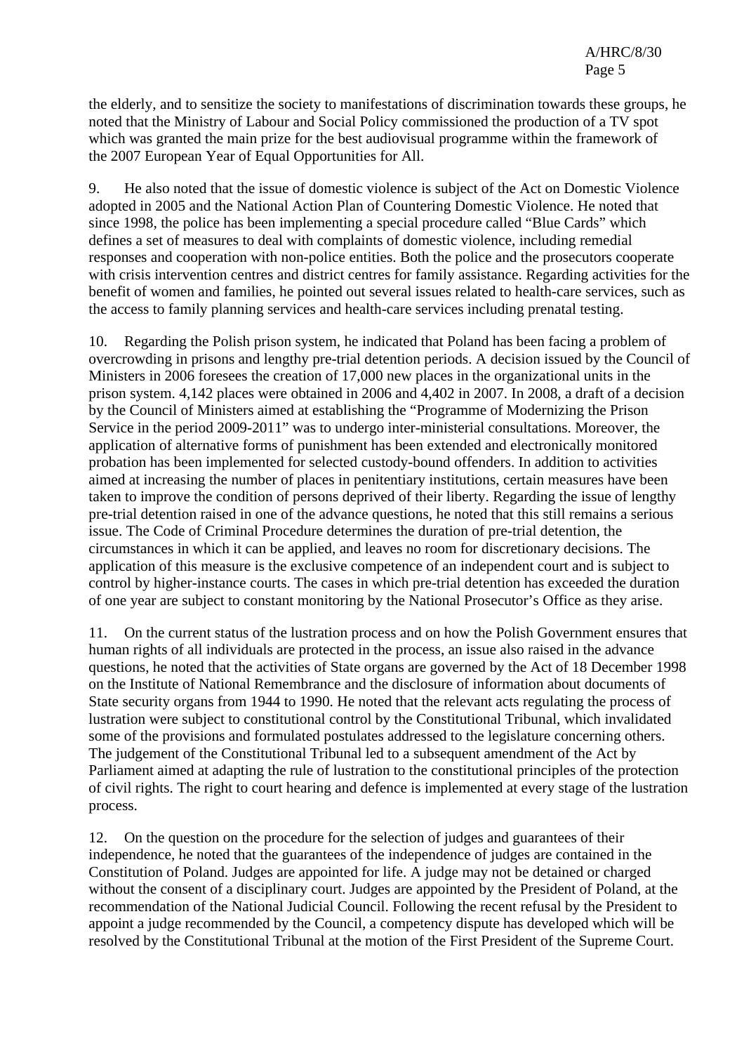the elderly, and to sensitize the society to manifestations of discrimination towards these groups, he noted that the Ministry of Labour and Social Policy commissioned the production of a TV spot which was granted the main prize for the best audiovisual programme within the framework of the 2007 European Year of Equal Opportunities for All.

9. He also noted that the issue of domestic violence is subject of the Act on Domestic Violence adopted in 2005 and the National Action Plan of Countering Domestic Violence. He noted that since 1998, the police has been implementing a special procedure called "Blue Cards" which defines a set of measures to deal with complaints of domestic violence, including remedial responses and cooperation with non-police entities. Both the police and the prosecutors cooperate with crisis intervention centres and district centres for family assistance. Regarding activities for the benefit of women and families, he pointed out several issues related to health-care services, such as the access to family planning services and health-care services including prenatal testing.

10. Regarding the Polish prison system, he indicated that Poland has been facing a problem of overcrowding in prisons and lengthy pre-trial detention periods. A decision issued by the Council of Ministers in 2006 foresees the creation of 17,000 new places in the organizational units in the prison system. 4,142 places were obtained in 2006 and 4,402 in 2007. In 2008, a draft of a decision by the Council of Ministers aimed at establishing the "Programme of Modernizing the Prison Service in the period 2009-2011" was to undergo inter-ministerial consultations. Moreover, the application of alternative forms of punishment has been extended and electronically monitored probation has been implemented for selected custody-bound offenders. In addition to activities aimed at increasing the number of places in penitentiary institutions, certain measures have been taken to improve the condition of persons deprived of their liberty. Regarding the issue of lengthy pre-trial detention raised in one of the advance questions, he noted that this still remains a serious issue. The Code of Criminal Procedure determines the duration of pre-trial detention, the circumstances in which it can be applied, and leaves no room for discretionary decisions. The application of this measure is the exclusive competence of an independent court and is subject to control by higher-instance courts. The cases in which pre-trial detention has exceeded the duration of one year are subject to constant monitoring by the National Prosecutor's Office as they arise.

11. On the current status of the lustration process and on how the Polish Government ensures that human rights of all individuals are protected in the process, an issue also raised in the advance questions, he noted that the activities of State organs are governed by the Act of 18 December 1998 on the Institute of National Remembrance and the disclosure of information about documents of State security organs from 1944 to 1990. He noted that the relevant acts regulating the process of lustration were subject to constitutional control by the Constitutional Tribunal, which invalidated some of the provisions and formulated postulates addressed to the legislature concerning others. The judgement of the Constitutional Tribunal led to a subsequent amendment of the Act by Parliament aimed at adapting the rule of lustration to the constitutional principles of the protection of civil rights. The right to court hearing and defence is implemented at every stage of the lustration process.

12. On the question on the procedure for the selection of judges and guarantees of their independence, he noted that the guarantees of the independence of judges are contained in the Constitution of Poland. Judges are appointed for life. A judge may not be detained or charged without the consent of a disciplinary court. Judges are appointed by the President of Poland, at the recommendation of the National Judicial Council. Following the recent refusal by the President to appoint a judge recommended by the Council, a competency dispute has developed which will be resolved by the Constitutional Tribunal at the motion of the First President of the Supreme Court.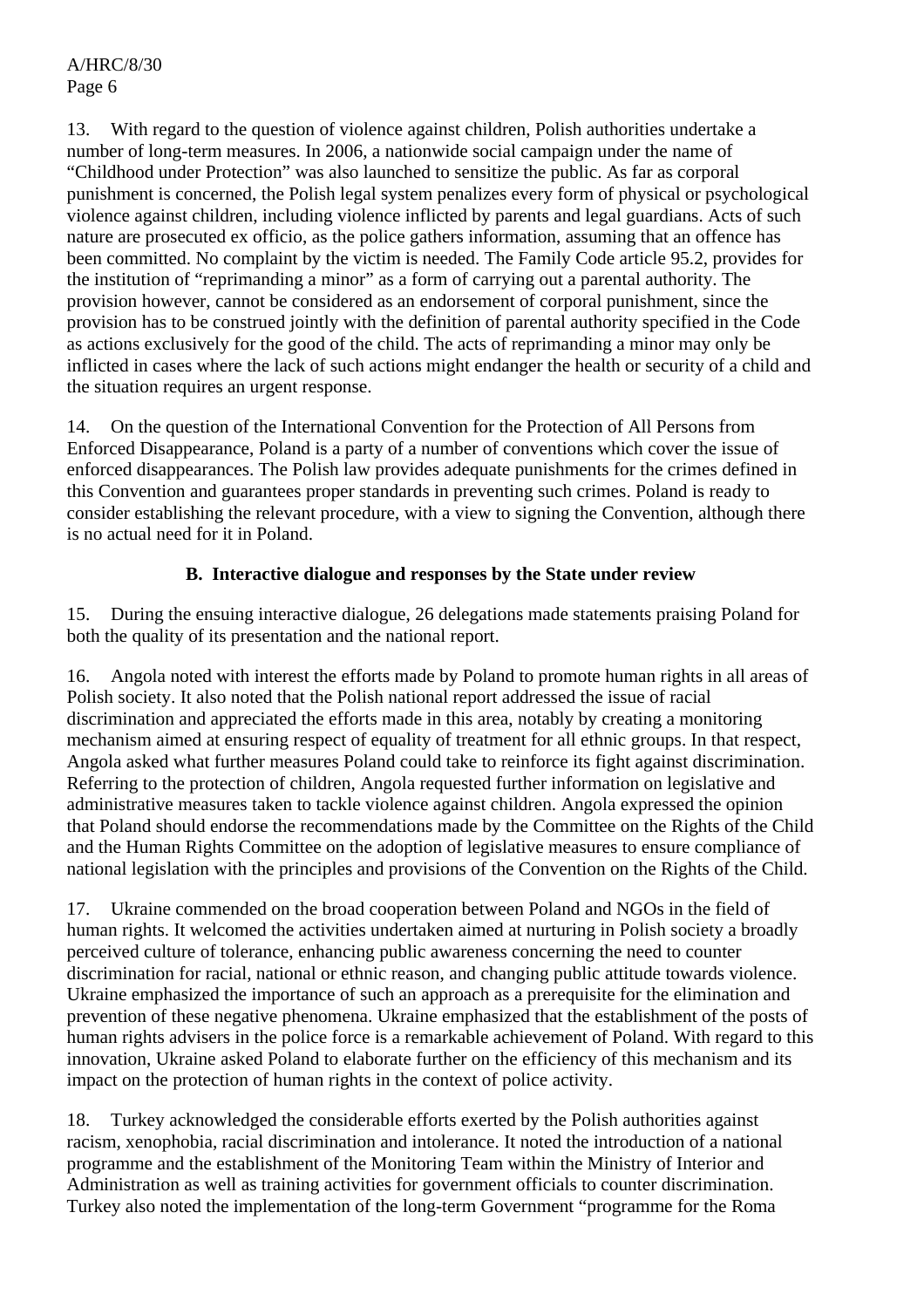13. With regard to the question of violence against children, Polish authorities undertake a number of long-term measures. In 2006, a nationwide social campaign under the name of "Childhood under Protection" was also launched to sensitize the public. As far as corporal punishment is concerned, the Polish legal system penalizes every form of physical or psychological violence against children, including violence inflicted by parents and legal guardians. Acts of such nature are prosecuted ex officio, as the police gathers information, assuming that an offence has been committed. No complaint by the victim is needed. The Family Code article 95.2, provides for the institution of "reprimanding a minor" as a form of carrying out a parental authority. The provision however, cannot be considered as an endorsement of corporal punishment, since the provision has to be construed jointly with the definition of parental authority specified in the Code as actions exclusively for the good of the child. The acts of reprimanding a minor may only be inflicted in cases where the lack of such actions might endanger the health or security of a child and the situation requires an urgent response.

14. On the question of the International Convention for the Protection of All Persons from Enforced Disappearance, Poland is a party of a number of conventions which cover the issue of enforced disappearances. The Polish law provides adequate punishments for the crimes defined in this Convention and guarantees proper standards in preventing such crimes. Poland is ready to consider establishing the relevant procedure, with a view to signing the Convention, although there is no actual need for it in Poland.

### B. Interactive dialogue and responses by the State under review

15. During the ensuing interactive dialogue, 26 delegations made statements praising Poland for both the quality of its presentation and the national report.

16. Angola noted with interest the efforts made by Poland to promote human rights in all areas of Polish society. It also noted that the Polish national report addressed the issue of racial discrimination and appreciated the efforts made in this area, notably by creating a monitoring mechanism aimed at ensuring respect of equality of treatment for all ethnic groups. In that respect, Angola asked what further measures Poland could take to reinforce its fight against discrimination. Referring to the protection of children, Angola requested further information on legislative and administrative measures taken to tackle violence against children. Angola expressed the opinion that Poland should endorse the recommendations made by the Committee on the Rights of the Child and the Human Rights Committee on the adoption of legislative measures to ensure compliance of national legislation with the principles and provisions of the Convention on the Rights of the Child.

17. Ukraine commended on the broad cooperation between Poland and NGOs in the field of human rights. It welcomed the activities undertaken aimed at nurturing in Polish society a broadly perceived culture of tolerance, enhancing public awareness concerning the need to counter discrimination for racial, national or ethnic reason, and changing public attitude towards violence. Ukraine emphasized the importance of such an approach as a prerequisite for the elimination and prevention of these negative phenomena. Ukraine emphasized that the establishment of the posts of human rights advisers in the police force is a remarkable achievement of Poland. With regard to this innovation, Ukraine asked Poland to elaborate further on the efficiency of this mechanism and its impact on the protection of human rights in the context of police activity.

18. Turkey acknowledged the considerable efforts exerted by the Polish authorities against racism, xenophobia, racial discrimination and intolerance. It noted the introduction of a national programme and the establishment of the Monitoring Team within the Ministry of Interior and Administration as well as training activities for government officials to counter discrimination. Turkey also noted the implementation of the long-term Government "programme for the Roma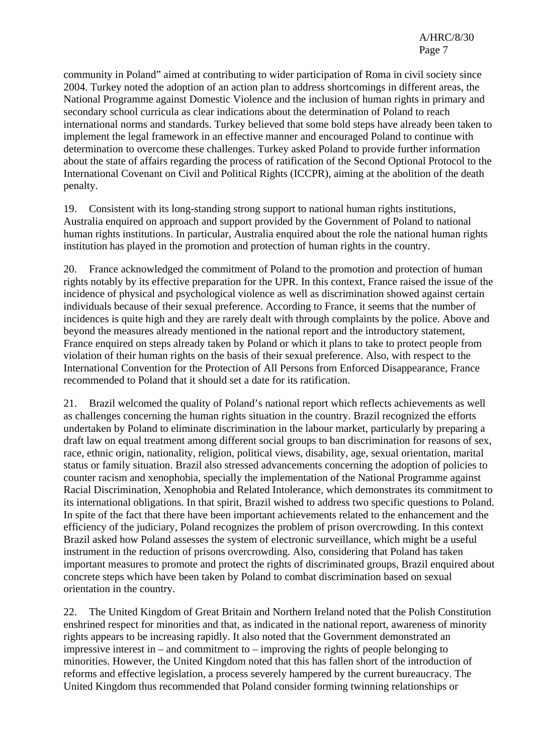community in Poland" aimed at contributing to wider participation of Roma in civil society since 2004. Turkey noted the adoption of an action plan to address shortcomings in different areas, the National Programme against Domestic Violence and the inclusion of human rights in primary and secondary school curricula as clear indications about the determination of Poland to reach international norms and standards. Turkey believed that some bold steps have already been taken to implement the legal framework in an effective manner and encouraged Poland to continue with determination to overcome these challenges. Turkey asked Poland to provide further information about the state of affairs regarding the process of ratification of the Second Optional Protocol to the International Covenant on Civil and Political Rights (ICCPR), aiming at the abolition of the death penalty.

19. Consistent with its long-standing strong support to national human rights institutions, Australia enquired on approach and support provided by the Government of Poland to national human rights institutions. In particular, Australia enquired about the role the national human rights institution has played in the promotion and protection of human rights in the country.

20. France acknowledged the commitment of Poland to the promotion and protection of human rights notably by its effective preparation for the UPR. In this context, France raised the issue of the incidence of physical and psychological violence as well as discrimination showed against certain individuals because of their sexual preference. According to France, it seems that the number of incidences is quite high and they are rarely dealt with through complaints by the police. Above and beyond the measures already mentioned in the national report and the introductory statement, France enquired on steps already taken by Poland or which it plans to take to protect people from violation of their human rights on the basis of their sexual preference. Also, with respect to the International Convention for the Protection of All Persons from Enforced Disappearance, France recommended to Poland that it should set a date for its ratification.

21. Brazil welcomed the quality of Poland's national report which reflects achievements as well as challenges concerning the human rights situation in the country. Brazil recognized the efforts undertaken by Poland to eliminate discrimination in the labour market, particularly by preparing a draft law on equal treatment among different social groups to ban discrimination for reasons of sex, race, ethnic origin, nationality, religion, political views, disability, age, sexual orientation, marital status or family situation. Brazil also stressed advancements concerning the adoption of policies to counter racism and xenophobia, specially the implementation of the National Programme against Racial Discrimination, Xenophobia and Related Intolerance, which demonstrates its commitment to its international obligations. In that spirit, Brazil wished to address two specific questions to Poland. In spite of the fact that there have been important achievements related to the enhancement and the efficiency of the judiciary, Poland recognizes the problem of prison overcrowding. In this context Brazil asked how Poland assesses the system of electronic surveillance, which might be a useful instrument in the reduction of prisons overcrowding. Also, considering that Poland has taken important measures to promote and protect the rights of discriminated groups, Brazil enquired about concrete steps which have been taken by Poland to combat discrimination based on sexual orientation in the country.

22. The United Kingdom of Great Britain and Northern Ireland noted that the Polish Constitution enshrined respect for minorities and that, as indicated in the national report, awareness of minority rights appears to be increasing rapidly. It also noted that the Government demonstrated an impressive interest in – and commitment to – improving the rights of people belonging to minorities. However, the United Kingdom noted that this has fallen short of the introduction of reforms and effective legislation, a process severely hampered by the current bureaucracy. The United Kingdom thus recommended that Poland consider forming twinning relationships or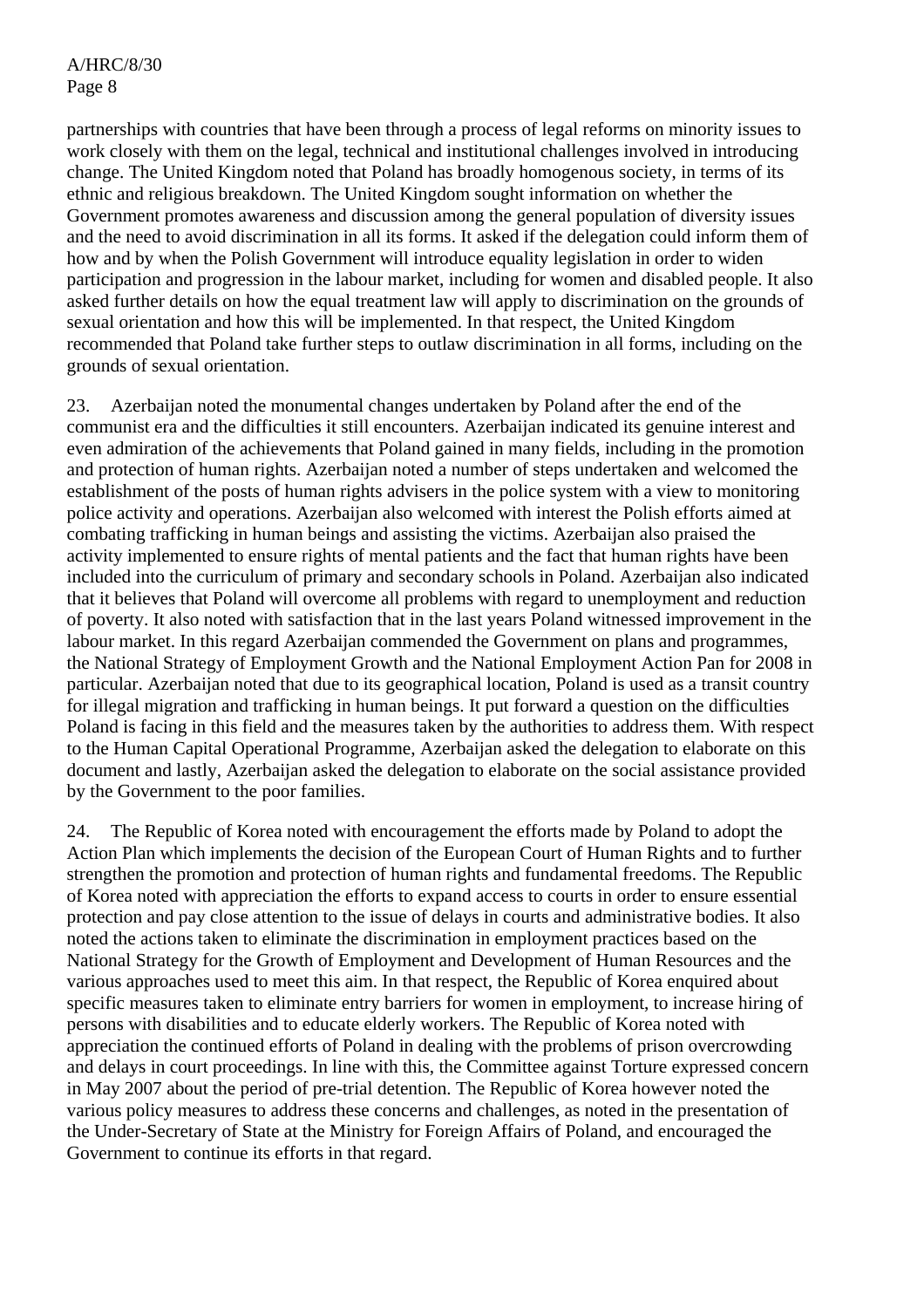partnerships with countries that have been through a process of legal reforms on minority issues to work closely with them on the legal, technical and institutional challenges involved in introducing change. The United Kingdom noted that Poland has broadly homogenous society, in terms of its ethnic and religious breakdown. The United Kingdom sought information on whether the Government promotes awareness and discussion among the general population of diversity issues and the need to avoid discrimination in all its forms. It asked if the delegation could inform them of how and by when the Polish Government will introduce equality legislation in order to widen participation and progression in the labour market, including for women and disabled people. It also asked further details on how the equal treatment law will apply to discrimination on the grounds of sexual orientation and how this will be implemented. In that respect, the United Kingdom recommended that Poland take further steps to outlaw discrimination in all forms, including on the grounds of sexual orientation.

23. Azerbaijan noted the monumental changes undertaken by Poland after the end of the communist era and the difficulties it still encounters. Azerbaijan indicated its genuine interest and even admiration of the achievements that Poland gained in many fields, including in the promotion and protection of human rights. Azerbaijan noted a number of steps undertaken and welcomed the establishment of the posts of human rights advisers in the police system with a view to monitoring police activity and operations. Azerbaijan also welcomed with interest the Polish efforts aimed at combating trafficking in human beings and assisting the victims. Azerbaijan also praised the activity implemented to ensure rights of mental patients and the fact that human rights have been included into the curriculum of primary and secondary schools in Poland. Azerbaijan also indicated that it believes that Poland will overcome all problems with regard to unemployment and reduction of poverty. It also noted with satisfaction that in the last years Poland witnessed improvement in the labour market. In this regard Azerbaijan commended the Government on plans and programmes, the National Strategy of Employment Growth and the National Employment Action Pan for 2008 in particular. Azerbaijan noted that due to its geographical location, Poland is used as a transit country for illegal migration and trafficking in human beings. It put forward a question on the difficulties Poland is facing in this field and the measures taken by the authorities to address them. With respect to the Human Capital Operational Programme, Azerbaijan asked the delegation to elaborate on this document and lastly, Azerbaijan asked the delegation to elaborate on the social assistance provided by the Government to the poor families.

24. The Republic of Korea noted with encouragement the efforts made by Poland to adopt the Action Plan which implements the decision of the European Court of Human Rights and to further strengthen the promotion and protection of human rights and fundamental freedoms. The Republic of Korea noted with appreciation the efforts to expand access to courts in order to ensure essential protection and pay close attention to the issue of delays in courts and administrative bodies. It also noted the actions taken to eliminate the discrimination in employment practices based on the National Strategy for the Growth of Employment and Development of Human Resources and the various approaches used to meet this aim. In that respect, the Republic of Korea enquired about specific measures taken to eliminate entry barriers for women in employment, to increase hiring of persons with disabilities and to educate elderly workers. The Republic of Korea noted with appreciation the continued efforts of Poland in dealing with the problems of prison overcrowding and delays in court proceedings. In line with this, the Committee against Torture expressed concern in May 2007 about the period of pre-trial detention. The Republic of Korea however noted the various policy measures to address these concerns and challenges, as noted in the presentation of the Under-Secretary of State at the Ministry for Foreign Affairs of Poland, and encouraged the Government to continue its efforts in that regard.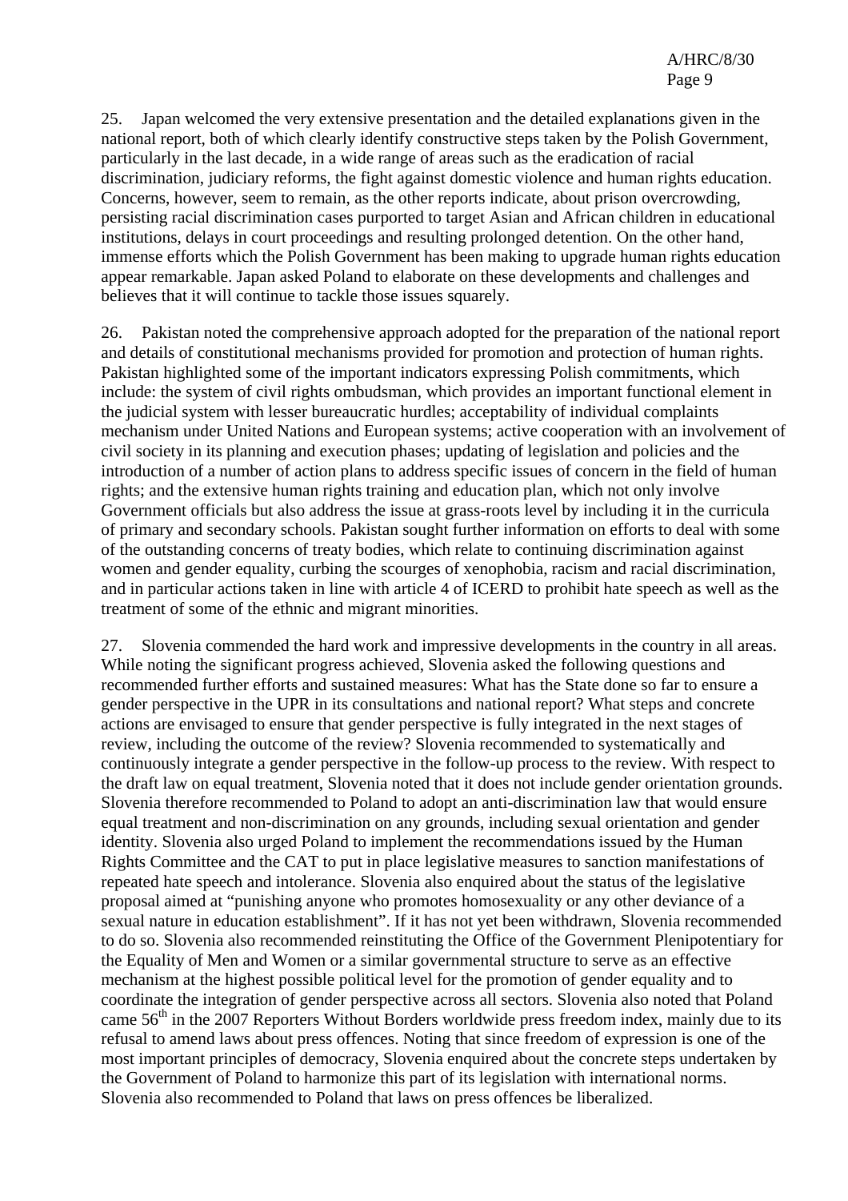25. Japan welcomed the very extensive presentation and the detailed explanations given in the national report, both of which clearly identify constructive steps taken by the Polish Government, particularly in the last decade, in a wide range of areas such as the eradication of racial discrimination, judiciary reforms, the fight against domestic violence and human rights education. Concerns, however, seem to remain, as the other reports indicate, about prison overcrowding, persisting racial discrimination cases purported to target Asian and African children in educational institutions, delays in court proceedings and resulting prolonged detention. On the other hand, immense efforts which the Polish Government has been making to upgrade human rights education appear remarkable. Japan asked Poland to elaborate on these developments and challenges and believes that it will continue to tackle those issues squarely.

26. Pakistan noted the comprehensive approach adopted for the preparation of the national report and details of constitutional mechanisms provided for promotion and protection of human rights. Pakistan highlighted some of the important indicators expressing Polish commitments, which include: the system of civil rights ombudsman, which provides an important functional element in the judicial system with lesser bureaucratic hurdles; acceptability of individual complaints mechanism under United Nations and European systems; active cooperation with an involvement of civil society in its planning and execution phases; updating of legislation and policies and the introduction of a number of action plans to address specific issues of concern in the field of human rights; and the extensive human rights training and education plan, which not only involve Government officials but also address the issue at grass-roots level by including it in the curricula of primary and secondary schools. Pakistan sought further information on efforts to deal with some of the outstanding concerns of treaty bodies, which relate to continuing discrimination against women and gender equality, curbing the scourges of xenophobia, racism and racial discrimination, and in particular actions taken in line with article 4 of ICERD to prohibit hate speech as well as the treatment of some of the ethnic and migrant minorities.

27. Slovenia commended the hard work and impressive developments in the country in all areas. While noting the significant progress achieved, Slovenia asked the following questions and recommended further efforts and sustained measures: What has the State done so far to ensure a gender perspective in the UPR in its consultations and national report? What steps and concrete actions are envisaged to ensure that gender perspective is fully integrated in the next stages of review, including the outcome of the review? Slovenia recommended to systematically and continuously integrate a gender perspective in the follow-up process to the review. With respect to the draft law on equal treatment, Slovenia noted that it does not include gender orientation grounds. Slovenia therefore recommended to Poland to adopt an anti-discrimination law that would ensure equal treatment and non-discrimination on any grounds, including sexual orientation and gender identity. Slovenia also urged Poland to implement the recommendations issued by the Human Rights Committee and the CAT to put in place legislative measures to sanction manifestations of repeated hate speech and intolerance. Slovenia also enquired about the status of the legislative proposal aimed at "punishing anyone who promotes homosexuality or any other deviance of a sexual nature in education establishment". If it has not yet been withdrawn, Slovenia recommended to do so. Slovenia also recommended reinstituting the Office of the Government Plenipotentiary for the Equality of Men and Women or a similar governmental structure to serve as an effective mechanism at the highest possible political level for the promotion of gender equality and to coordinate the integration of gender perspective across all sectors. Slovenia also noted that Poland came 56th in the 2007 Reporters Without Borders worldwide press freedom index, mainly due to its refusal to amend laws about press offences. Noting that since freedom of expression is one of the most important principles of democracy, Slovenia enquired about the concrete steps undertaken by the Government of Poland to harmonize this part of its legislation with international norms. Slovenia also recommended to Poland that laws on press offences be liberalized.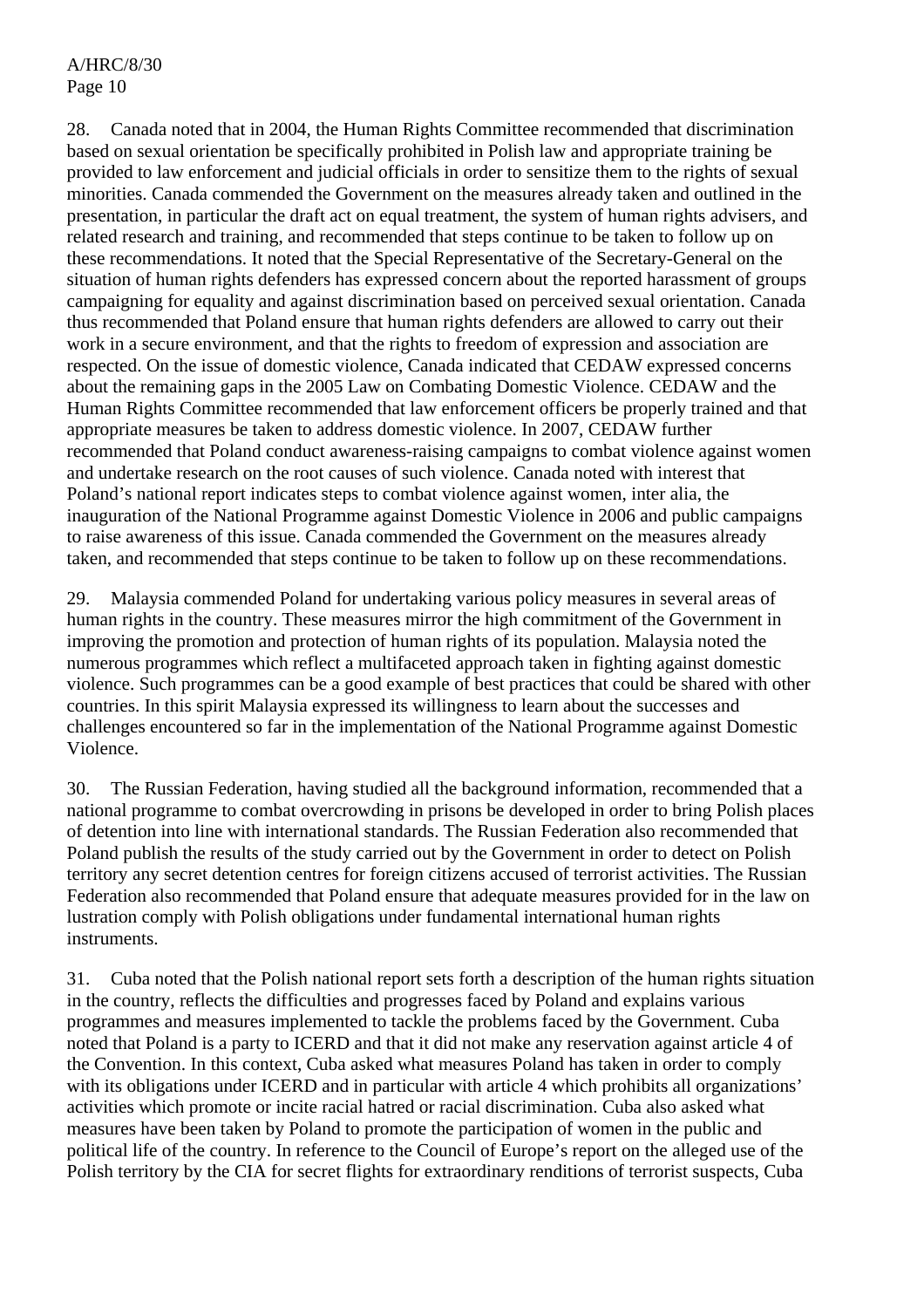28. Canada noted that in 2004, the Human Rights Committee recommended that discrimination based on sexual orientation be specifically prohibited in Polish law and appropriate training be provided to law enforcement and judicial officials in order to sensitize them to the rights of sexual minorities. Canada commended the Government on the measures already taken and outlined in the presentation, in particular the draft act on equal treatment, the system of human rights advisers, and related research and training, and recommended that steps continue to be taken to follow up on these recommendations. It noted that the Special Representative of the Secretary-General on the situation of human rights defenders has expressed concern about the reported harassment of groups campaigning for equality and against discrimination based on perceived sexual orientation. Canada thus recommended that Poland ensure that human rights defenders are allowed to carry out their work in a secure environment, and that the rights to freedom of expression and association are respected. On the issue of domestic violence, Canada indicated that CEDAW expressed concerns about the remaining gaps in the 2005 Law on Combating Domestic Violence. CEDAW and the Human Rights Committee recommended that law enforcement officers be properly trained and that appropriate measures be taken to address domestic violence. In 2007, CEDAW further recommended that Poland conduct awareness-raising campaigns to combat violence against women and undertake research on the root causes of such violence. Canada noted with interest that Poland's national report indicates steps to combat violence against women, inter alia, the inauguration of the National Programme against Domestic Violence in 2006 and public campaigns to raise awareness of this issue. Canada commended the Government on the measures already taken, and recommended that steps continue to be taken to follow up on these recommendations.

29. Malaysia commended Poland for undertaking various policy measures in several areas of human rights in the country. These measures mirror the high commitment of the Government in improving the promotion and protection of human rights of its population. Malaysia noted the numerous programmes which reflect a multifaceted approach taken in fighting against domestic violence. Such programmes can be a good example of best practices that could be shared with other countries. In this spirit Malaysia expressed its willingness to learn about the successes and challenges encountered so far in the implementation of the National Programme against Domestic Violence.

30. The Russian Federation, having studied all the background information, recommended that a national programme to combat overcrowding in prisons be developed in order to bring Polish places of detention into line with international standards. The Russian Federation also recommended that Poland publish the results of the study carried out by the Government in order to detect on Polish territory any secret detention centres for foreign citizens accused of terrorist activities. The Russian Federation also recommended that Poland ensure that adequate measures provided for in the law on lustration comply with Polish obligations under fundamental international human rights instruments.

31. Cuba noted that the Polish national report sets forth a description of the human rights situation in the country, reflects the difficulties and progresses faced by Poland and explains various programmes and measures implemented to tackle the problems faced by the Government. Cuba noted that Poland is a party to ICERD and that it did not make any reservation against article 4 of the Convention. In this context, Cuba asked what measures Poland has taken in order to comply with its obligations under ICERD and in particular with article 4 which prohibits all organizations' activities which promote or incite racial hatred or racial discrimination. Cuba also asked what measures have been taken by Poland to promote the participation of women in the public and political life of the country. In reference to the Council of Europe's report on the alleged use of the Polish territory by the CIA for secret flights for extraordinary renditions of terrorist suspects, Cuba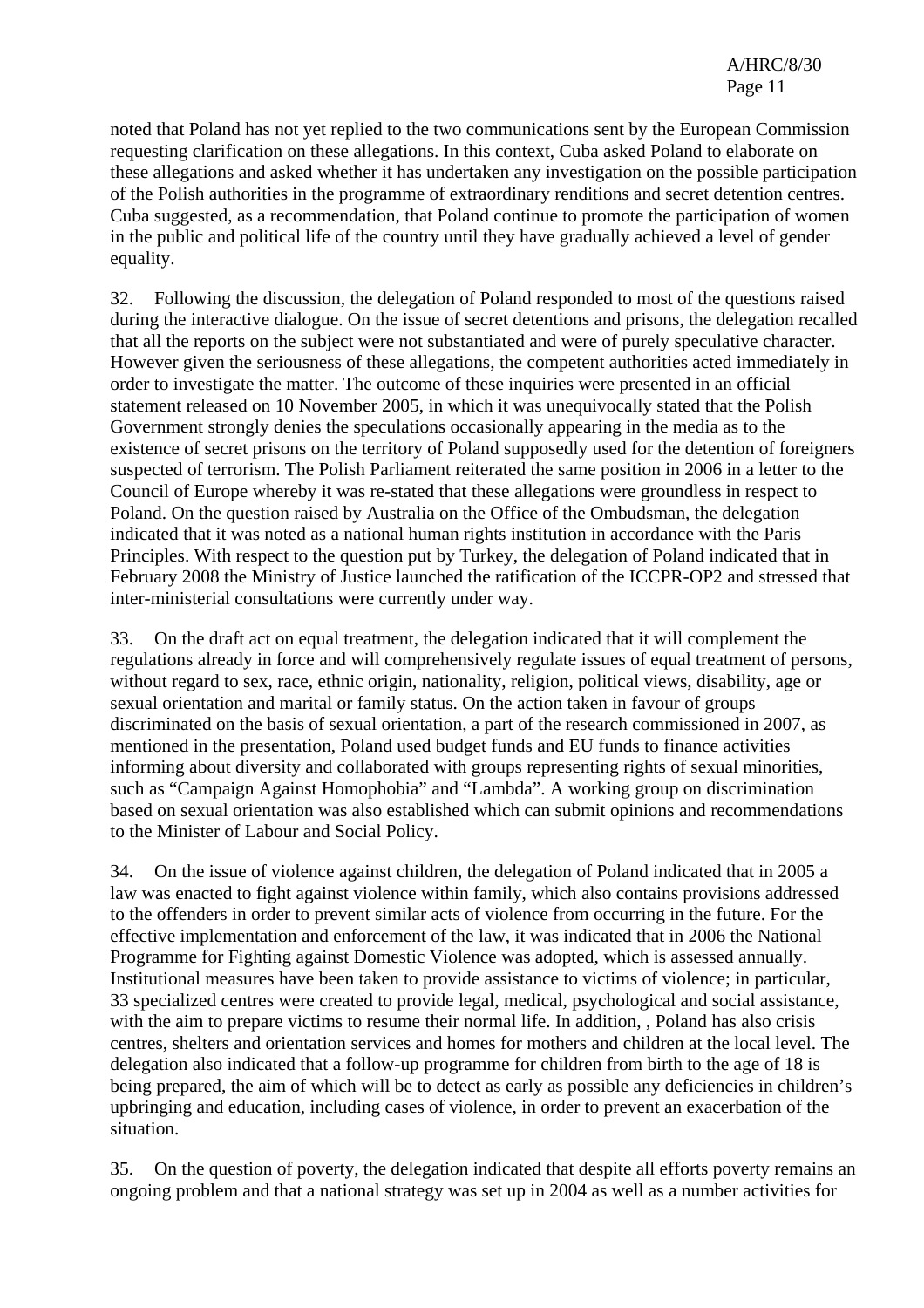noted that Poland has not yet replied to the two communications sent by the European Commission requesting clarification on these allegations. In this context, Cuba asked Poland to elaborate on these allegations and asked whether it has undertaken any investigation on the possible participation of the Polish authorities in the programme of extraordinary renditions and secret detention centres. Cuba suggested, as a recommendation, that Poland continue to promote the participation of women in the public and political life of the country until they have gradually achieved a level of gender equality.

32. Following the discussion, the delegation of Poland responded to most of the questions raised during the interactive dialogue. On the issue of secret detentions and prisons, the delegation recalled that all the reports on the subject were not substantiated and were of purely speculative character. However given the seriousness of these allegations, the competent authorities acted immediately in order to investigate the matter. The outcome of these inquiries were presented in an official statement released on 10 November 2005, in which it was unequivocally stated that the Polish Government strongly denies the speculations occasionally appearing in the media as to the existence of secret prisons on the territory of Poland supposedly used for the detention of foreigners suspected of terrorism. The Polish Parliament reiterated the same position in 2006 in a letter to the Council of Europe whereby it was re-stated that these allegations were groundless in respect to Poland. On the question raised by Australia on the Office of the Ombudsman, the delegation indicated that it was noted as a national human rights institution in accordance with the Paris Principles. With respect to the question put by Turkey, the delegation of Poland indicated that in February 2008 the Ministry of Justice launched the ratification of the ICCPR-OP2 and stressed that inter-ministerial consultations were currently under way.

33. On the draft act on equal treatment, the delegation indicated that it will complement the regulations already in force and will comprehensively regulate issues of equal treatment of persons, without regard to sex, race, ethnic origin, nationality, religion, political views, disability, age or sexual orientation and marital or family status. On the action taken in favour of groups discriminated on the basis of sexual orientation, a part of the research commissioned in 2007, as mentioned in the presentation, Poland used budget funds and EU funds to finance activities informing about diversity and collaborated with groups representing rights of sexual minorities, such as "Campaign Against Homophobia" and "Lambda". A working group on discrimination based on sexual orientation was also established which can submit opinions and recommendations to the Minister of Labour and Social Policy.

34. On the issue of violence against children, the delegation of Poland indicated that in 2005 a law was enacted to fight against violence within family, which also contains provisions addressed to the offenders in order to prevent similar acts of violence from occurring in the future. For the effective implementation and enforcement of the law, it was indicated that in 2006 the National Programme for Fighting against Domestic Violence was adopted, which is assessed annually. Institutional measures have been taken to provide assistance to victims of violence; in particular, 33 specialized centres were created to provide legal, medical, psychological and social assistance, with the aim to prepare victims to resume their normal life. In addition, , Poland has also crisis centres, shelters and orientation services and homes for mothers and children at the local level. The delegation also indicated that a follow-up programme for children from birth to the age of 18 is being prepared, the aim of which will be to detect as early as possible any deficiencies in children's upbringing and education, including cases of violence, in order to prevent an exacerbation of the situation.

35. On the question of poverty, the delegation indicated that despite all efforts poverty remains an ongoing problem and that a national strategy was set up in 2004 as well as a number activities for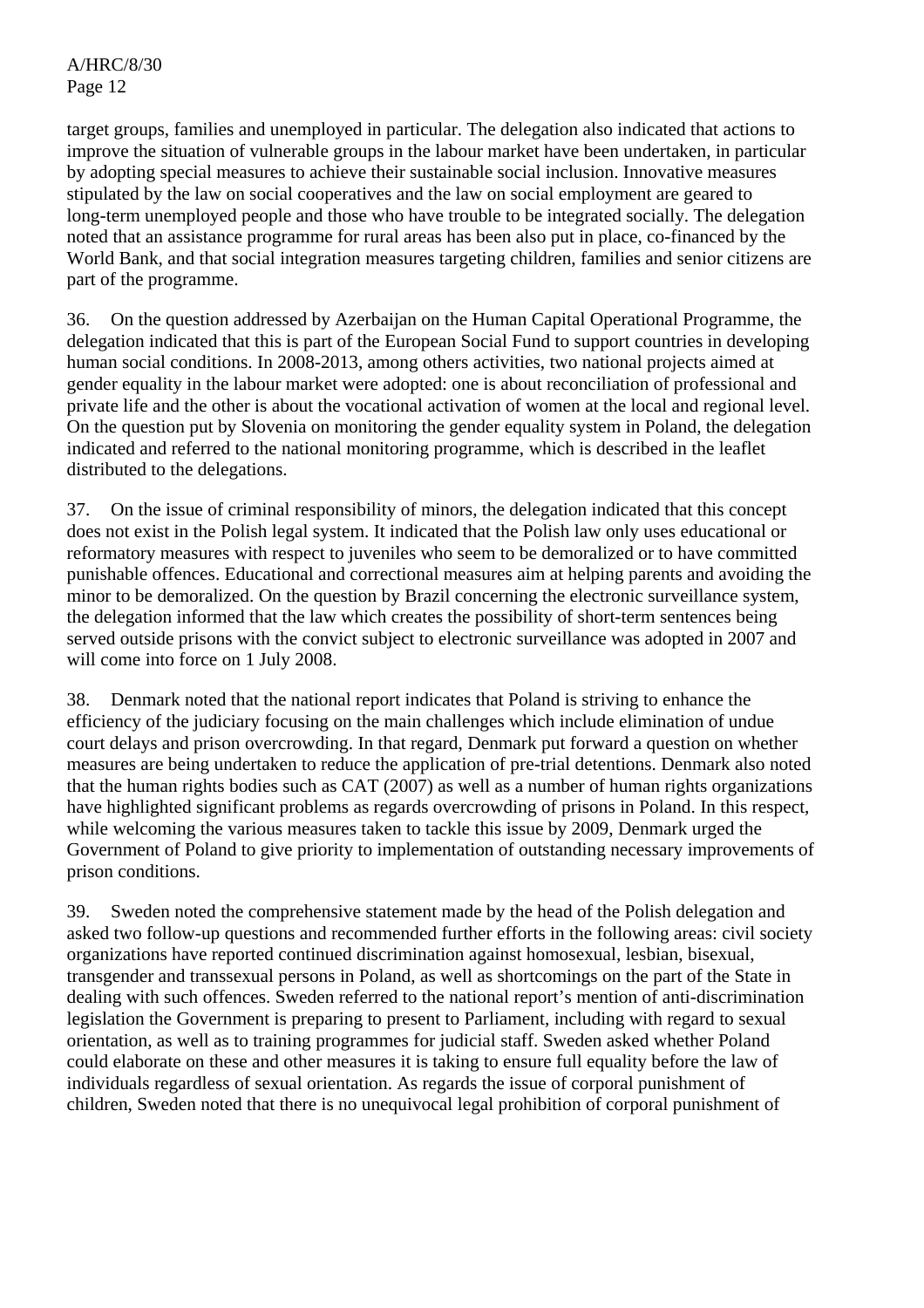target groups, families and unemployed in particular. The delegation also indicated that actions to improve the situation of vulnerable groups in the labour market have been undertaken, in particular by adopting special measures to achieve their sustainable social inclusion. Innovative measures stipulated by the law on social cooperatives and the law on social employment are geared to long-term unemployed people and those who have trouble to be integrated socially. The delegation noted that an assistance programme for rural areas has been also put in place, co-financed by the World Bank, and that social integration measures targeting children, families and senior citizens are part of the programme.

36. On the question addressed by Azerbaijan on the Human Capital Operational Programme, the delegation indicated that this is part of the European Social Fund to support countries in developing human social conditions. In 2008-2013, among others activities, two national projects aimed at gender equality in the labour market were adopted: one is about reconciliation of professional and private life and the other is about the vocational activation of women at the local and regional level. On the question put by Slovenia on monitoring the gender equality system in Poland, the delegation indicated and referred to the national monitoring programme, which is described in the leaflet distributed to the delegations.

37. On the issue of criminal responsibility of minors, the delegation indicated that this concept does not exist in the Polish legal system. It indicated that the Polish law only uses educational or reformatory measures with respect to juveniles who seem to be demoralized or to have committed punishable offences. Educational and correctional measures aim at helping parents and avoiding the minor to be demoralized. On the question by Brazil concerning the electronic surveillance system, the delegation informed that the law which creates the possibility of short-term sentences being served outside prisons with the convict subject to electronic surveillance was adopted in 2007 and will come into force on 1 July 2008.

38. Denmark noted that the national report indicates that Poland is striving to enhance the efficiency of the judiciary focusing on the main challenges which include elimination of undue court delays and prison overcrowding. In that regard, Denmark put forward a question on whether measures are being undertaken to reduce the application of pre-trial detentions. Denmark also noted that the human rights bodies such as CAT (2007) as well as a number of human rights organizations have highlighted significant problems as regards overcrowding of prisons in Poland. In this respect, while welcoming the various measures taken to tackle this issue by 2009, Denmark urged the Government of Poland to give priority to implementation of outstanding necessary improvements of prison conditions.

39. Sweden noted the comprehensive statement made by the head of the Polish delegation and asked two follow-up questions and recommended further efforts in the following areas: civil society organizations have reported continued discrimination against homosexual, lesbian, bisexual, transgender and transsexual persons in Poland, as well as shortcomings on the part of the State in dealing with such offences. Sweden referred to the national report's mention of anti-discrimination legislation the Government is preparing to present to Parliament, including with regard to sexual orientation, as well as to training programmes for judicial staff. Sweden asked whether Poland could elaborate on these and other measures it is taking to ensure full equality before the law of individuals regardless of sexual orientation. As regards the issue of corporal punishment of children, Sweden noted that there is no unequivocal legal prohibition of corporal punishment of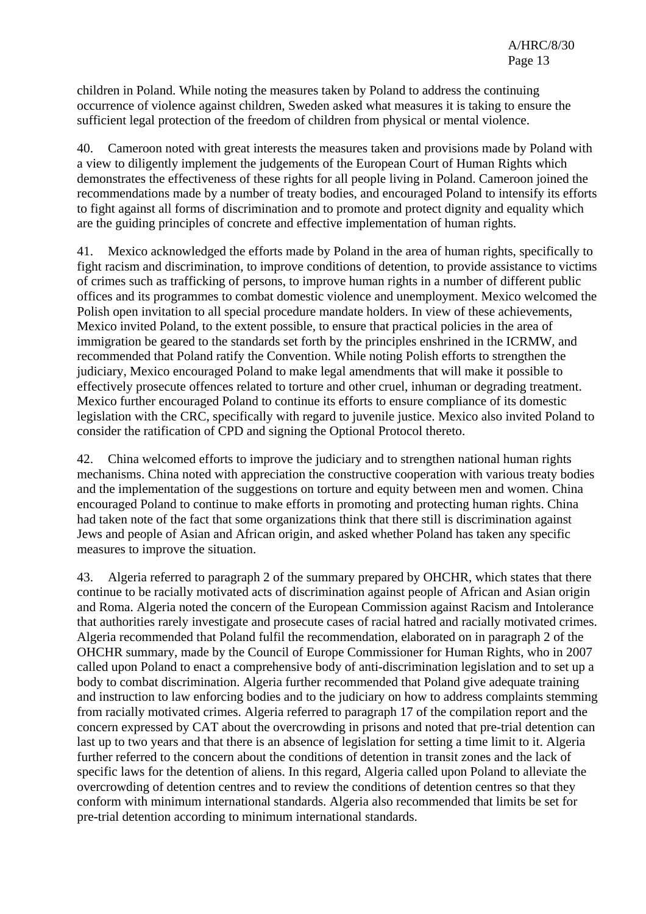children in Poland. While noting the measures taken by Poland to address the continuing occurrence of violence against children, Sweden asked what measures it is taking to ensure the sufficient legal protection of the freedom of children from physical or mental violence.

40. Cameroon noted with great interests the measures taken and provisions made by Poland with a view to diligently implement the judgements of the European Court of Human Rights which demonstrates the effectiveness of these rights for all people living in Poland. Cameroon joined the recommendations made by a number of treaty bodies, and encouraged Poland to intensify its efforts to fight against all forms of discrimination and to promote and protect dignity and equality which are the guiding principles of concrete and effective implementation of human rights.

41. Mexico acknowledged the efforts made by Poland in the area of human rights, specifically to fight racism and discrimination, to improve conditions of detention, to provide assistance to victims of crimes such as trafficking of persons, to improve human rights in a number of different public offices and its programmes to combat domestic violence and unemployment. Mexico welcomed the Polish open invitation to all special procedure mandate holders. In view of these achievements, Mexico invited Poland, to the extent possible, to ensure that practical policies in the area of immigration be geared to the standards set forth by the principles enshrined in the ICRMW, and recommended that Poland ratify the Convention. While noting Polish efforts to strengthen the judiciary, Mexico encouraged Poland to make legal amendments that will make it possible to effectively prosecute offences related to torture and other cruel, inhuman or degrading treatment. Mexico further encouraged Poland to continue its efforts to ensure compliance of its domestic legislation with the CRC, specifically with regard to juvenile justice. Mexico also invited Poland to consider the ratification of CPD and signing the Optional Protocol thereto.

42. China welcomed efforts to improve the judiciary and to strengthen national human rights mechanisms. China noted with appreciation the constructive cooperation with various treaty bodies and the implementation of the suggestions on torture and equity between men and women. China encouraged Poland to continue to make efforts in promoting and protecting human rights. China had taken note of the fact that some organizations think that there still is discrimination against Jews and people of Asian and African origin, and asked whether Poland has taken any specific measures to improve the situation.

43. Algeria referred to paragraph 2 of the summary prepared by OHCHR, which states that there continue to be racially motivated acts of discrimination against people of African and Asian origin and Roma. Algeria noted the concern of the European Commission against Racism and Intolerance that authorities rarely investigate and prosecute cases of racial hatred and racially motivated crimes. Algeria recommended that Poland fulfil the recommendation, elaborated on in paragraph 2 of the OHCHR summary, made by the Council of Europe Commissioner for Human Rights, who in 2007 called upon Poland to enact a comprehensive body of anti-discrimination legislation and to set up a body to combat discrimination. Algeria further recommended that Poland give adequate training and instruction to law enforcing bodies and to the judiciary on how to address complaints stemming from racially motivated crimes. Algeria referred to paragraph 17 of the compilation report and the concern expressed by CAT about the overcrowding in prisons and noted that pre-trial detention can last up to two years and that there is an absence of legislation for setting a time limit to it. Algeria further referred to the concern about the conditions of detention in transit zones and the lack of specific laws for the detention of aliens. In this regard, Algeria called upon Poland to alleviate the overcrowding of detention centres and to review the conditions of detention centres so that they conform with minimum international standards. Algeria also recommended that limits be set for pre-trial detention according to minimum international standards.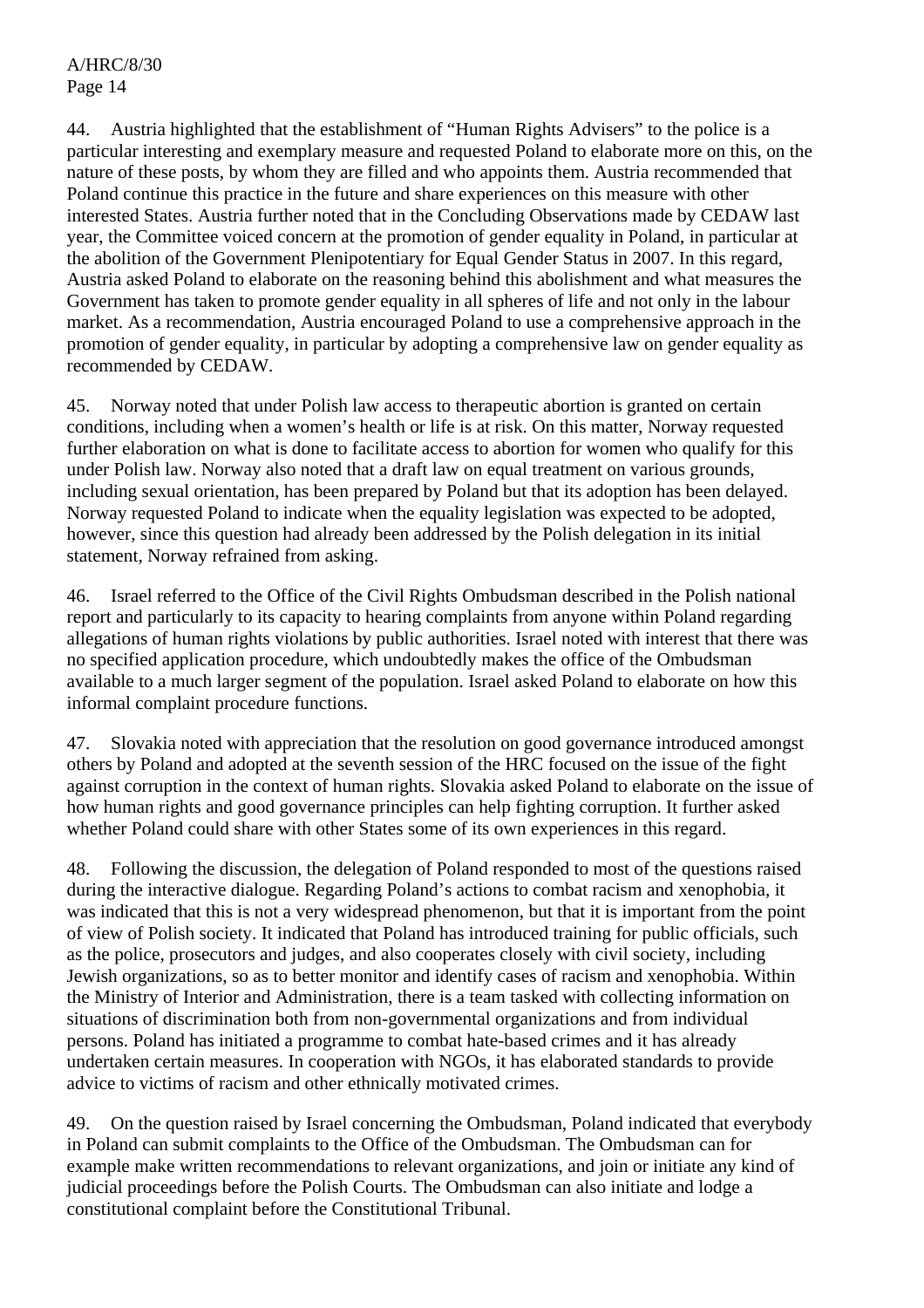44. Austria highlighted that the establishment of "Human Rights Advisers" to the police is a particular interesting and exemplary measure and requested Poland to elaborate more on this, on the nature of these posts, by whom they are filled and who appoints them. Austria recommended that Poland continue this practice in the future and share experiences on this measure with other interested States. Austria further noted that in the Concluding Observations made by CEDAW last year, the Committee voiced concern at the promotion of gender equality in Poland, in particular at the abolition of the Government Plenipotentiary for Equal Gender Status in 2007. In this regard, Austria asked Poland to elaborate on the reasoning behind this abolishment and what measures the Government has taken to promote gender equality in all spheres of life and not only in the labour market. As a recommendation, Austria encouraged Poland to use a comprehensive approach in the promotion of gender equality, in particular by adopting a comprehensive law on gender equality as recommended by CEDAW.

45. Norway noted that under Polish law access to therapeutic abortion is granted on certain conditions, including when a women's health or life is at risk. On this matter, Norway requested further elaboration on what is done to facilitate access to abortion for women who qualify for this under Polish law. Norway also noted that a draft law on equal treatment on various grounds, including sexual orientation, has been prepared by Poland but that its adoption has been delayed. Norway requested Poland to indicate when the equality legislation was expected to be adopted, however, since this question had already been addressed by the Polish delegation in its initial statement, Norway refrained from asking.

46. Israel referred to the Office of the Civil Rights Ombudsman described in the Polish national report and particularly to its capacity to hearing complaints from anyone within Poland regarding allegations of human rights violations by public authorities. Israel noted with interest that there was no specified application procedure, which undoubtedly makes the office of the Ombudsman available to a much larger segment of the population. Israel asked Poland to elaborate on how this informal complaint procedure functions.

47. Slovakia noted with appreciation that the resolution on good governance introduced amongst others by Poland and adopted at the seventh session of the HRC focused on the issue of the fight against corruption in the context of human rights. Slovakia asked Poland to elaborate on the issue of how human rights and good governance principles can help fighting corruption. It further asked whether Poland could share with other States some of its own experiences in this regard.

48. Following the discussion, the delegation of Poland responded to most of the questions raised during the interactive dialogue. Regarding Poland's actions to combat racism and xenophobia, it was indicated that this is not a very widespread phenomenon, but that it is important from the point of view of Polish society. It indicated that Poland has introduced training for public officials, such as the police, prosecutors and judges, and also cooperates closely with civil society, including Jewish organizations, so as to better monitor and identify cases of racism and xenophobia. Within the Ministry of Interior and Administration, there is a team tasked with collecting information on situations of discrimination both from non-governmental organizations and from individual persons. Poland has initiated a programme to combat hate-based crimes and it has already undertaken certain measures. In cooperation with NGOs, it has elaborated standards to provide advice to victims of racism and other ethnically motivated crimes.

49. On the question raised by Israel concerning the Ombudsman, Poland indicated that everybody in Poland can submit complaints to the Office of the Ombudsman. The Ombudsman can for example make written recommendations to relevant organizations, and join or initiate any kind of judicial proceedings before the Polish Courts. The Ombudsman can also initiate and lodge a constitutional complaint before the Constitutional Tribunal.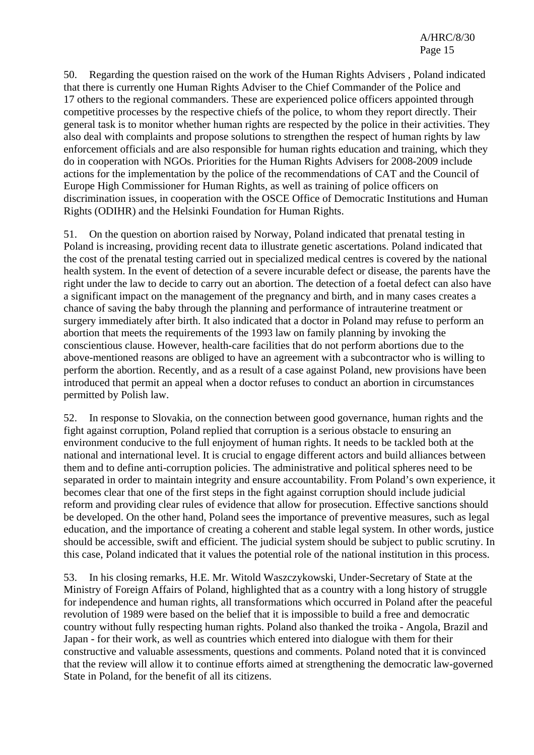50. Regarding the question raised on the work of the Human Rights Advisers , Poland indicated that there is currently one Human Rights Adviser to the Chief Commander of the Police and 17 others to the regional commanders. These are experienced police officers appointed through competitive processes by the respective chiefs of the police, to whom they report directly. Their general task is to monitor whether human rights are respected by the police in their activities. They also deal with complaints and propose solutions to strengthen the respect of human rights by law enforcement officials and are also responsible for human rights education and training, which they do in cooperation with NGOs. Priorities for the Human Rights Advisers for 2008-2009 include actions for the implementation by the police of the recommendations of CAT and the Council of Europe High Commissioner for Human Rights, as well as training of police officers on discrimination issues, in cooperation with the OSCE Office of Democratic Institutions and Human Rights (ODIHR) and the Helsinki Foundation for Human Rights.

51. On the question on abortion raised by Norway, Poland indicated that prenatal testing in Poland is increasing, providing recent data to illustrate genetic ascertations. Poland indicated that the cost of the prenatal testing carried out in specialized medical centres is covered by the national health system. In the event of detection of a severe incurable defect or disease, the parents have the right under the law to decide to carry out an abortion. The detection of a foetal defect can also have a significant impact on the management of the pregnancy and birth, and in many cases creates a chance of saving the baby through the planning and performance of intrauterine treatment or surgery immediately after birth. It also indicated that a doctor in Poland may refuse to perform an abortion that meets the requirements of the 1993 law on family planning by invoking the conscientious clause. However, health-care facilities that do not perform abortions due to the above-mentioned reasons are obliged to have an agreement with a subcontractor who is willing to perform the abortion. Recently, and as a result of a case against Poland, new provisions have been introduced that permit an appeal when a doctor refuses to conduct an abortion in circumstances permitted by Polish law.

52. In response to Slovakia, on the connection between good governance, human rights and the fight against corruption, Poland replied that corruption is a serious obstacle to ensuring an environment conducive to the full enjoyment of human rights. It needs to be tackled both at the national and international level. It is crucial to engage different actors and build alliances between them and to define anti-corruption policies. The administrative and political spheres need to be separated in order to maintain integrity and ensure accountability. From Poland's own experience, it becomes clear that one of the first steps in the fight against corruption should include judicial reform and providing clear rules of evidence that allow for prosecution. Effective sanctions should be developed. On the other hand, Poland sees the importance of preventive measures, such as legal education, and the importance of creating a coherent and stable legal system. In other words, justice should be accessible, swift and efficient. The judicial system should be subject to public scrutiny. In this case, Poland indicated that it values the potential role of the national institution in this process.

53. In his closing remarks, H.E. Mr. Witold Waszczykowski, Under-Secretary of State at the Ministry of Foreign Affairs of Poland, highlighted that as a country with a long history of struggle for independence and human rights, all transformations which occurred in Poland after the peaceful revolution of 1989 were based on the belief that it is impossible to build a free and democratic country without fully respecting human rights. Poland also thanked the troika - Angola, Brazil and Japan - for their work, as well as countries which entered into dialogue with them for their constructive and valuable assessments, questions and comments. Poland noted that it is convinced that the review will allow it to continue efforts aimed at strengthening the democratic law-governed State in Poland, for the benefit of all its citizens.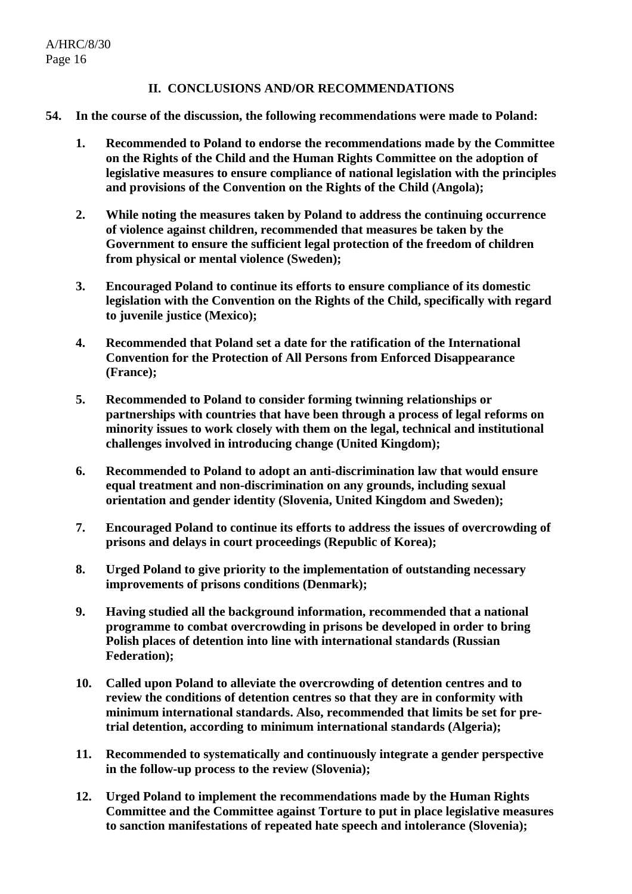## II. CONCLUSIONS AND/OR RECOMMENDATIONS

**54. In the course of the discussion, the following recommendations were made to Poland:**

1. **Recommended to Poland to endorse the recommendations made by the Committee on the Rights of the Child and the Human Rights Committee on the adoption of legislative measures to ensure compliance of national legislation with the principles and provisions of the Convention on the Rights of the Child (Angola);**

2. **While noting the measures taken by Poland to address the continuing occurrence of violence against children, recommended that measures be taken by the Government to ensure the sufficient legal protection of the freedom of children from physical or mental violence (Sweden);**

3. **Encouraged Poland to continue its efforts to ensure compliance of its domestic legislation with the Convention on the Rights of the Child, specifically with regard to juvenile justice (Mexico);**

4. **Recommended that Poland set a date for the ratification of the International Convention for the Protection of All Persons from Enforced Disappearance (France);**

5. **Recommended to Poland to consider forming twinning relationships or partnerships with countries that have been through a process of legal reforms on minority issues to work closely with them on the legal, technical and institutional challenges involved in introducing change (United Kingdom);**

6. **Recommended to Poland to adopt an anti-discrimination law that would ensure equal treatment and non-discrimination on any grounds, including sexual orientation and gender identity (Slovenia, United Kingdom and Sweden);**

7. **Encouraged Poland to continue its efforts to address the issues of overcrowding of prisons and delays in court proceedings (Republic of Korea);**

8. **Urged Poland to give priority to the implementation of outstanding necessary improvements of prisons conditions (Denmark);**

9. **Having studied all the background information, recommended that a national programme to combat overcrowding in prisons be developed in order to bring Polish places of detention into line with international standards (Russian Federation);**

10. **Called upon Poland to alleviate the overcrowding of detention centres and to review the conditions of detention centres so that they are in conformity with minimum international standards. Also, recommended that limits be set for pre-trial detention, according to minimum international standards (Algeria);**

11. **Recommended to systematically and continuously integrate a gender perspective in the follow-up process to the review (Slovenia);**

12. **Urged Poland to implement the recommendations made by the Human Rights Committee and the Committee against Torture to put in place legislative measures to sanction manifestations of repeated hate speech and intolerance (Slovenia);**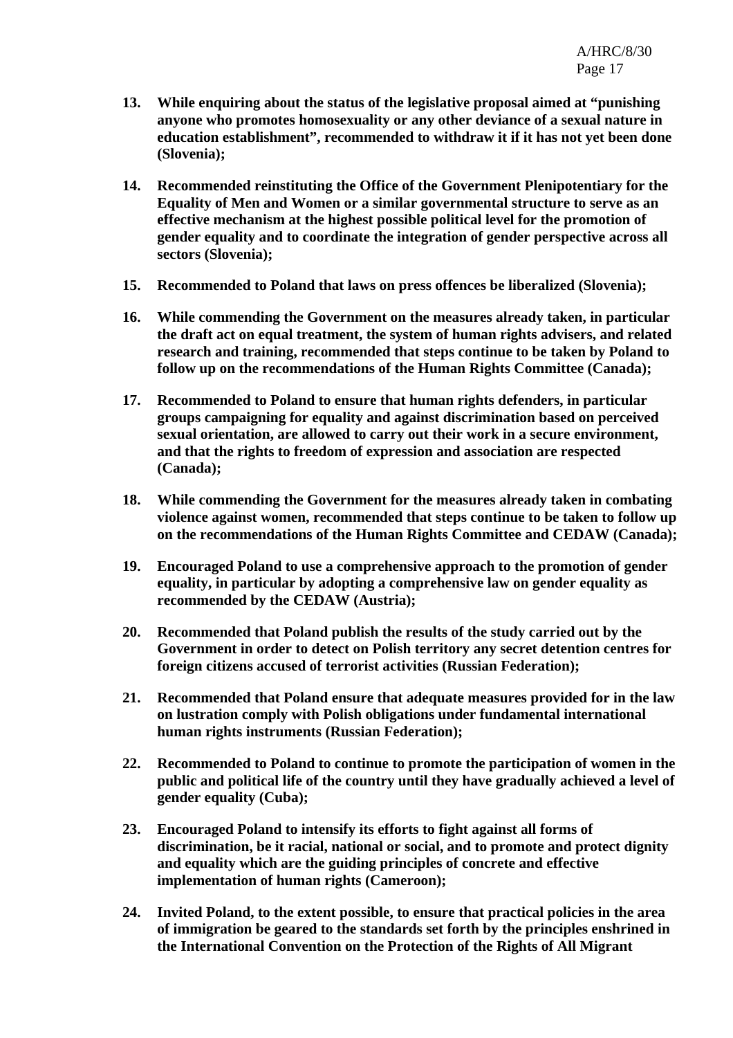13. **While enquiring about the status of the legislative proposal aimed at "punishing anyone who promotes homosexuality or any other deviance of a sexual nature in education establishment", recommended to withdraw it if it has not yet been done (Slovenia);**

14. **Recommended reinstituting the Office of the Government Plenipotentiary for the Equality of Men and Women or a similar governmental structure to serve as an effective mechanism at the highest possible political level for the promotion of gender equality and to coordinate the integration of gender perspective across all sectors (Slovenia);**

15. **Recommended to Poland that laws on press offences be liberalized (Slovenia);**

16. **While commending the Government on the measures already taken, in particular the draft act on equal treatment, the system of human rights advisers, and related research and training, recommended that steps continue to be taken by Poland to follow up on the recommendations of the Human Rights Committee (Canada);**

17. **Recommended to Poland to ensure that human rights defenders, in particular groups campaigning for equality and against discrimination based on perceived sexual orientation, are allowed to carry out their work in a secure environment, and that the rights to freedom of expression and association are respected (Canada);**

18. **While commending the Government for the measures already taken in combating violence against women, recommended that steps continue to be taken to follow up on the recommendations of the Human Rights Committee and CEDAW (Canada);**

19. **Encouraged Poland to use a comprehensive approach to the promotion of gender equality, in particular by adopting a comprehensive law on gender equality as recommended by the CEDAW (Austria);**

20. **Recommended that Poland publish the results of the study carried out by the Government in order to detect on Polish territory any secret detention centres for foreign citizens accused of terrorist activities (Russian Federation);**

21. **Recommended that Poland ensure that adequate measures provided for in the law on lustration comply with Polish obligations under fundamental international human rights instruments (Russian Federation);**

22. **Recommended to Poland to continue to promote the participation of women in the public and political life of the country until they have gradually achieved a level of gender equality (Cuba);**

23. **Encouraged Poland to intensify its efforts to fight against all forms of discrimination, be it racial, national or social, and to promote and protect dignity and equality which are the guiding principles of concrete and effective implementation of human rights (Cameroon);**

24. **Invited Poland, to the extent possible, to ensure that practical policies in the area of immigration be geared to the standards set forth by the principles enshrined in the International Convention on the Protection of the Rights of All Migrant**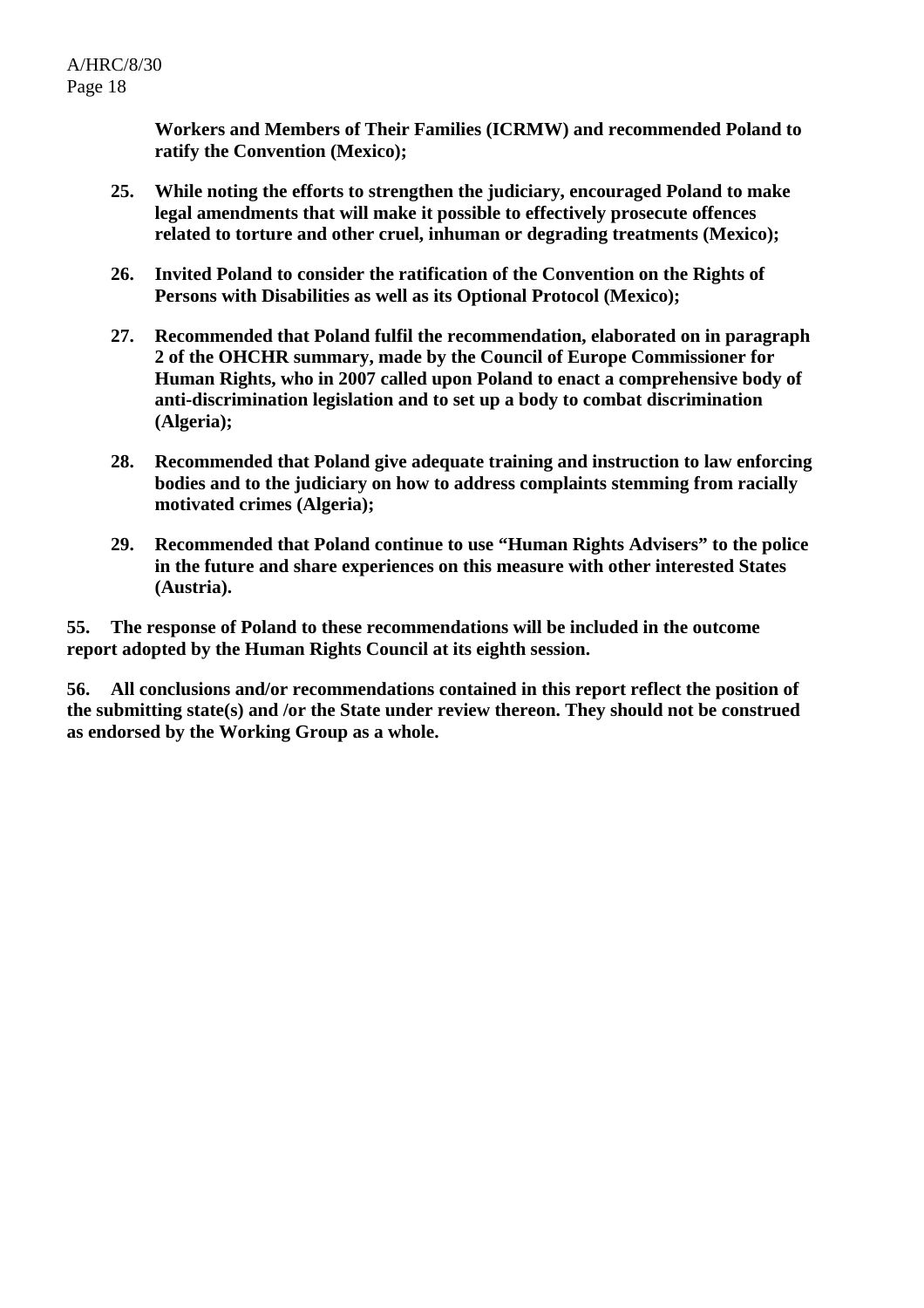**Workers and Members of Their Families (ICRMW) and recommended Poland to ratify the Convention (Mexico);**

25. **While noting the efforts to strengthen the judiciary, encouraged Poland to make legal amendments that will make it possible to effectively prosecute offences related to torture and other cruel, inhuman or degrading treatments (Mexico);**

26. **Invited Poland to consider the ratification of the Convention on the Rights of Persons with Disabilities as well as its Optional Protocol (Mexico);**

27. **Recommended that Poland fulfil the recommendation, elaborated on in paragraph 2 of the OHCHR summary, made by the Council of Europe Commissioner for Human Rights, who in 2007 called upon Poland to enact a comprehensive body of anti-discrimination legislation and to set up a body to combat discrimination (Algeria);**

28. **Recommended that Poland give adequate training and instruction to law enforcing bodies and to the judiciary on how to address complaints stemming from racially motivated crimes (Algeria);**

29. **Recommended that Poland continue to use "Human Rights Advisers" to the police in the future and share experiences on this measure with other interested States (Austria).**

**55. The response of Poland to these recommendations will be included in the outcome report adopted by the Human Rights Council at its eighth session.**

**56. All conclusions and/or recommendations contained in this report reflect the position of the submitting state(s) and /or the State under review thereon. They should not be construed as endorsed by the Working Group as a whole.**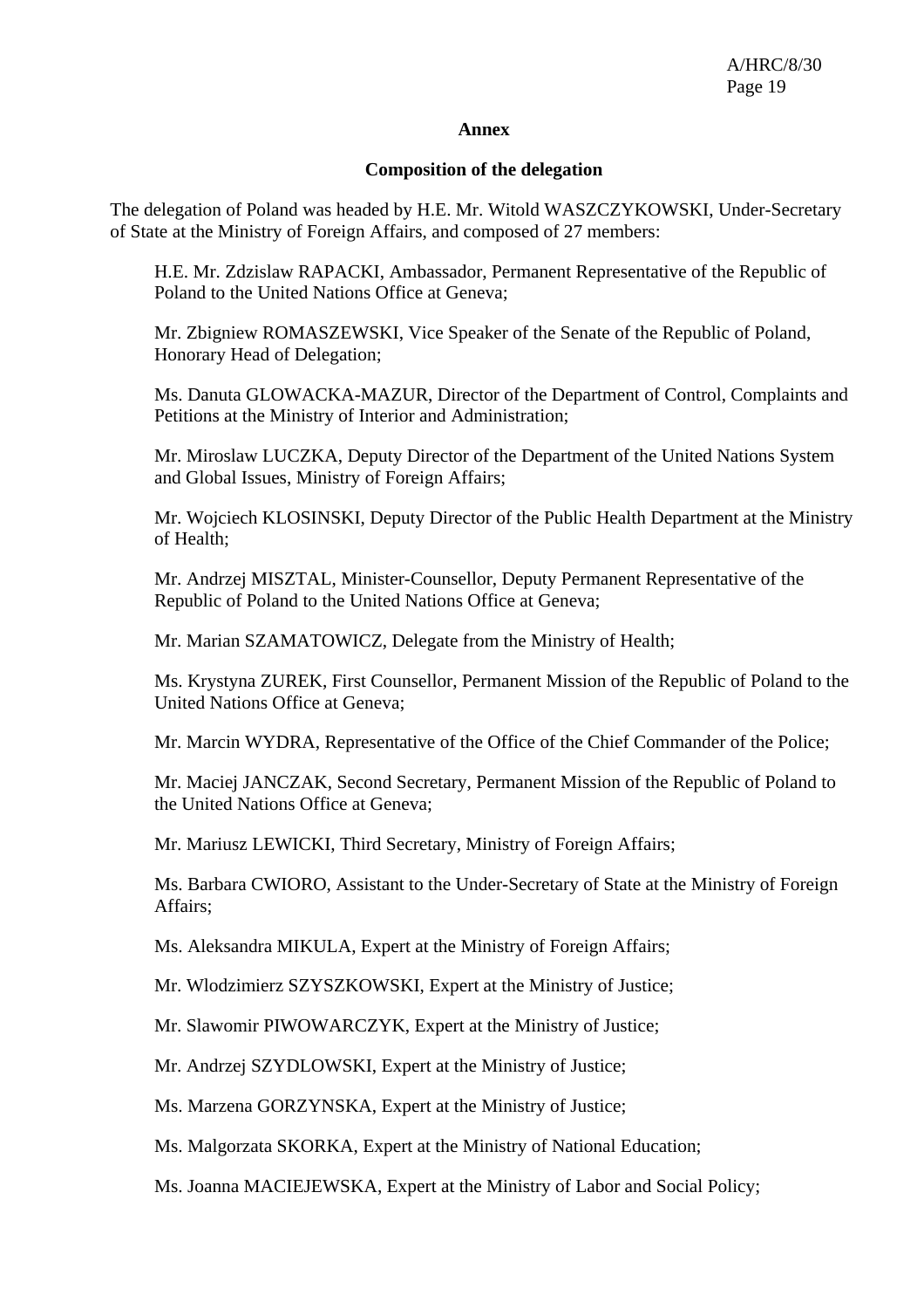**Annex**

**Composition of the delegation**

The delegation of Poland was headed by H.E. Mr. Witold WASZCZYKOWSKI, Under-Secretary of State at the Ministry of Foreign Affairs, and composed of 27 members:

H.E. Mr. Zdzislaw RAPACKI, Ambassador, Permanent Representative of the Republic of Poland to the United Nations Office at Geneva;

Mr. Zbigniew ROMASZEWSKI, Vice Speaker of the Senate of the Republic of Poland, Honorary Head of Delegation;

Ms. Danuta GLOWACKA-MAZUR, Director of the Department of Control, Complaints and Petitions at the Ministry of Interior and Administration;

Mr. Miroslaw LUCZKA, Deputy Director of the Department of the United Nations System and Global Issues, Ministry of Foreign Affairs;

Mr. Wojciech KLOSINSKI, Deputy Director of the Public Health Department at the Ministry of Health;

Mr. Andrzej MISZTAL, Minister-Counsellor, Deputy Permanent Representative of the Republic of Poland to the United Nations Office at Geneva;

Mr. Marian SZAMATOWICZ, Delegate from the Ministry of Health;

Ms. Krystyna ZUREK, First Counsellor, Permanent Mission of the Republic of Poland to the United Nations Office at Geneva;

Mr. Marcin WYDRA, Representative of the Office of the Chief Commander of the Police;

Mr. Maciej JANCZAK, Second Secretary, Permanent Mission of the Republic of Poland to the United Nations Office at Geneva;

Mr. Mariusz LEWICKI, Third Secretary, Ministry of Foreign Affairs;

Ms. Barbara CWIORO, Assistant to the Under-Secretary of State at the Ministry of Foreign Affairs;

Ms. Aleksandra MIKULA, Expert at the Ministry of Foreign Affairs;

Mr. Wlodzimierz SZYSZKOWSKI, Expert at the Ministry of Justice;

Mr. Slawomir PIWOWARCZYK, Expert at the Ministry of Justice;

Mr. Andrzej SZYDLOWSKI, Expert at the Ministry of Justice;

Ms. Marzena GORZYNSKA, Expert at the Ministry of Justice;

Ms. Malgorzata SKORKA, Expert at the Ministry of National Education;

Ms. Joanna MACIEJEWSKA, Expert at the Ministry of Labor and Social Policy;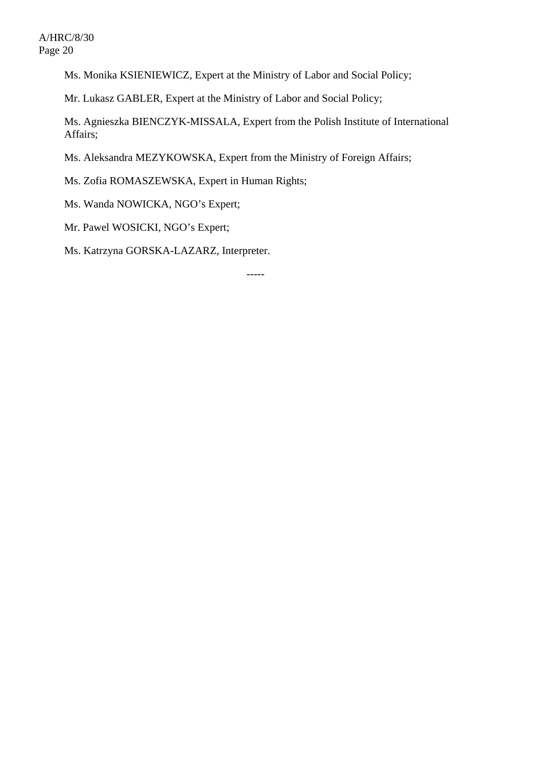Ms. Monika KSIENIEWICZ, Expert at the Ministry of Labor and Social Policy;

Mr. Lukasz GABLER, Expert at the Ministry of Labor and Social Policy;

Ms. Agnieszka BIENCZYK-MISSALA, Expert from the Polish Institute of International Affairs;

Ms. Aleksandra MEZYKOWSKA, Expert from the Ministry of Foreign Affairs;

Ms. Zofia ROMASZEWSKA, Expert in Human Rights;

Ms. Wanda NOWICKA, NGO's Expert;

Mr. Pawel WOSICKI, NGO's Expert;

Ms. Katrzyna GORSKA-LAZARZ, Interpreter.

-----